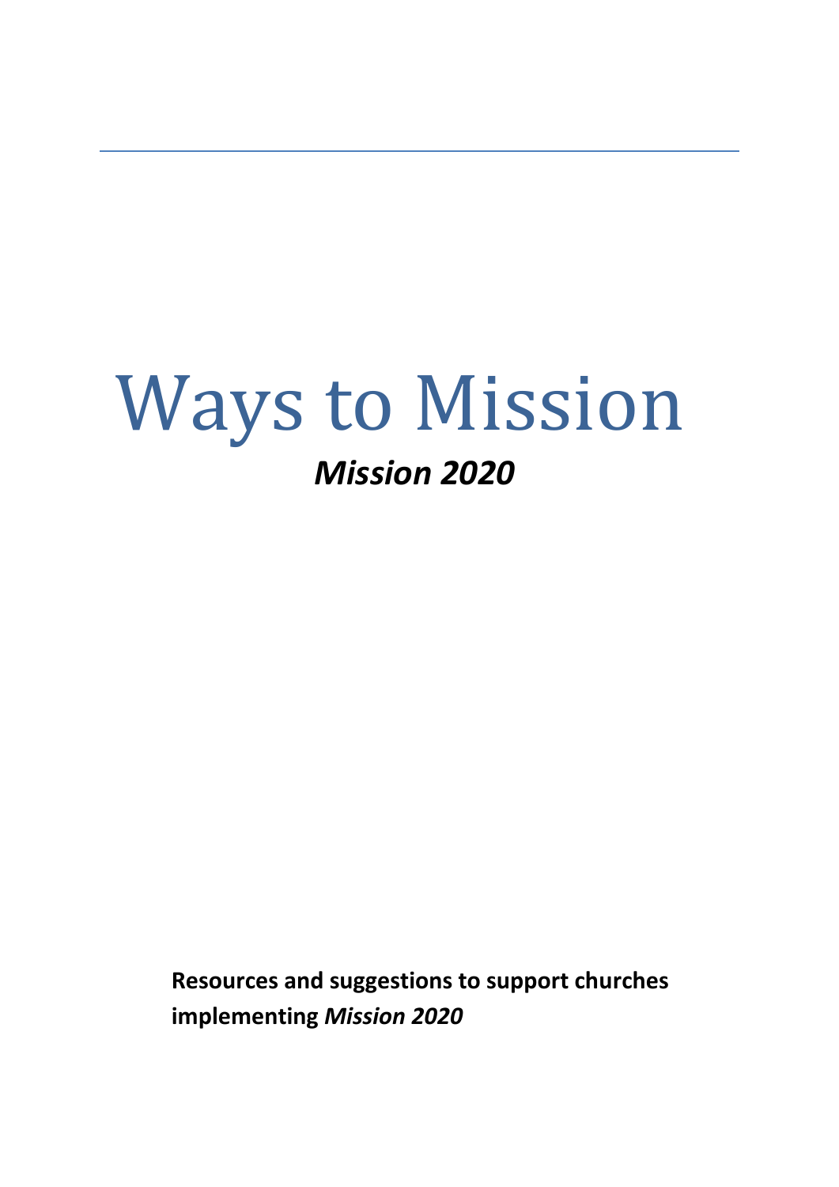# Ways to Mission

## *Mission 2020*

**Resources and suggestions to support churches implementing *Mission 2020***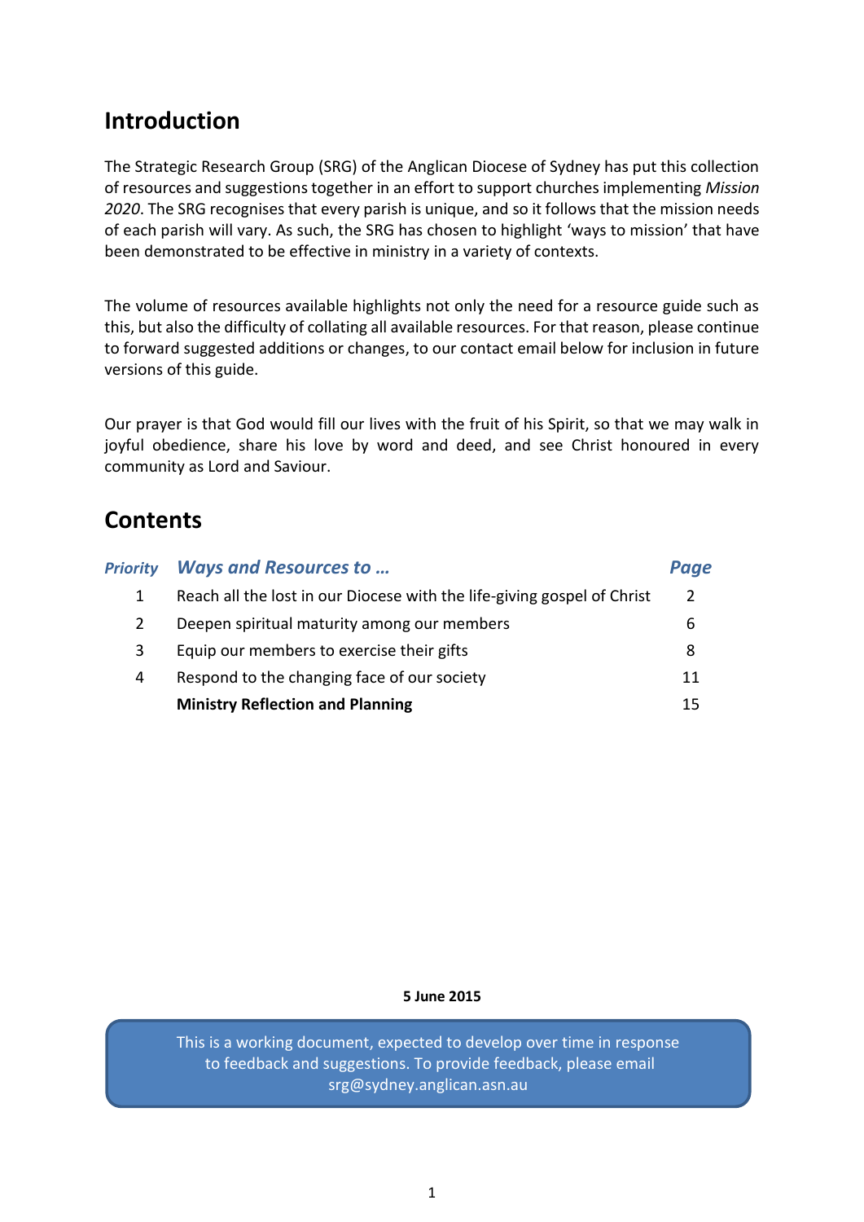## Introduction

The Strategic Research Group (SRG) of the Anglican Diocese of Sydney has put this collection of resources and suggestions together in an effort to support churches implementing *Mission 2020*. The SRG recognises that every parish is unique, and so it follows that the mission needs of each parish will vary. As such, the SRG has chosen to highlight 'ways to mission' that have been demonstrated to be effective in ministry in a variety of contexts.

The volume of resources available highlights not only the need for a resource guide such as this, but also the difficulty of collating all available resources. For that reason, please continue to forward suggested additions or changes, to our contact email below for inclusion in future versions of this guide.

Our prayer is that God would fill our lives with the fruit of his Spirit, so that we may walk in joyful obedience, share his love by word and deed, and see Christ honoured in every community as Lord and Saviour.

## Contents

| *Priority* | *Ways and Resources to …* | *Page* |
| --- | --- | --- |
| 1 | Reach all the lost in our Diocese with the life-giving gospel of Christ | 2 |
| 2 | Deepen spiritual maturity among our members | 6 |
| 3 | Equip our members to exercise their gifts | 8 |
| 4 | Respond to the changing face of our society | 11 |
| | **Ministry Reflection and Planning** | 15 |

**5 June 2015**

This is a working document, expected to develop over time in response to feedback and suggestions. To provide feedback, please email srg@sydney.anglican.asn.au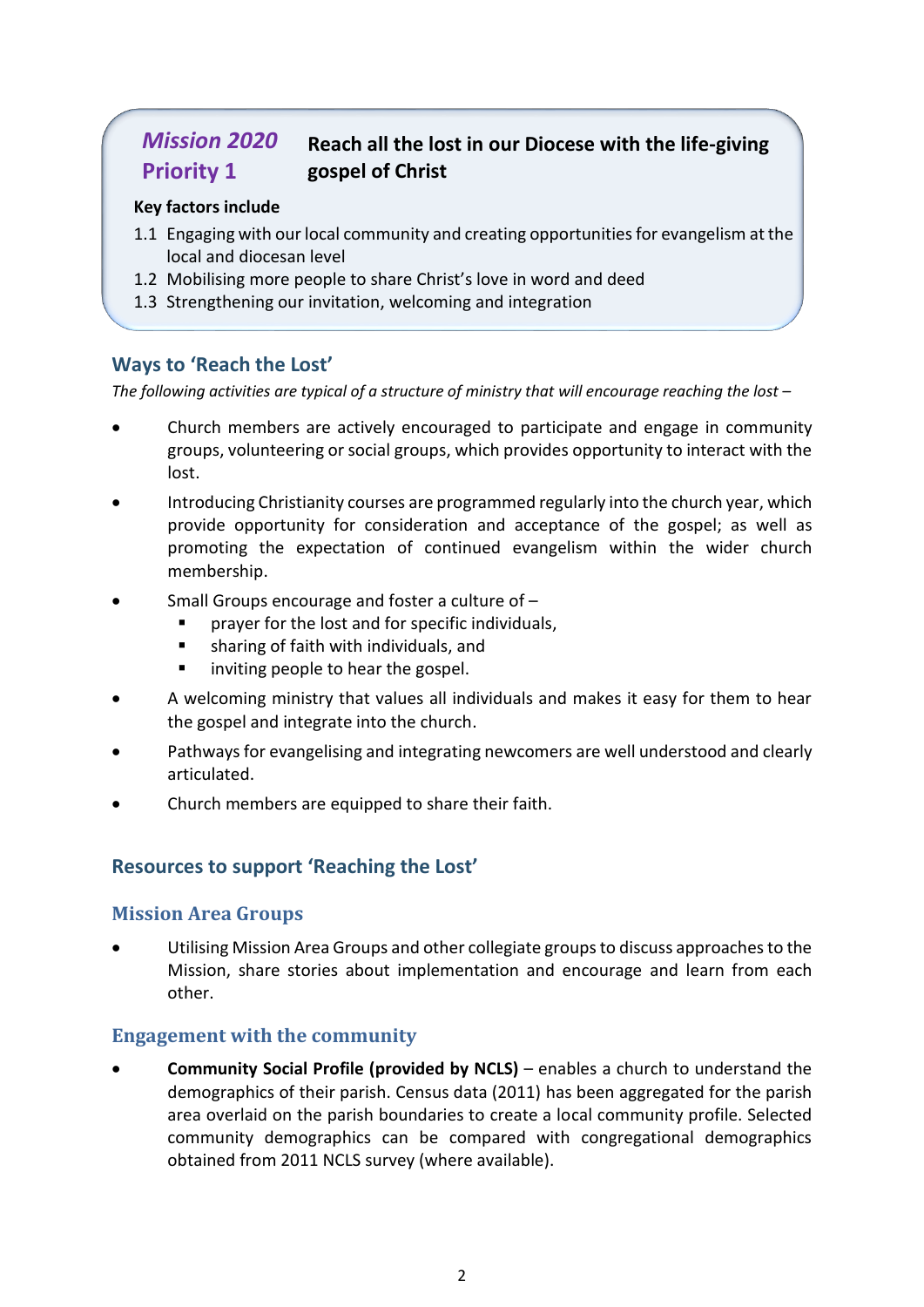## *Mission 2020* Priority 1 — Reach all the lost in our Diocese with the life-giving gospel of Christ

**Key factors include**

1.1 Engaging with our local community and creating opportunities for evangelism at the local and diocesan level
1.2 Mobilising more people to share Christ's love in word and deed
1.3 Strengthening our invitation, welcoming and integration

## Ways to 'Reach the Lost'

*The following activities are typical of a structure of ministry that will encourage reaching the lost –*

- Church members are actively encouraged to participate and engage in community groups, volunteering or social groups, which provides opportunity to interact with the lost.
- Introducing Christianity courses are programmed regularly into the church year, which provide opportunity for consideration and acceptance of the gospel; as well as promoting the expectation of continued evangelism within the wider church membership.
- Small Groups encourage and foster a culture of –
  - prayer for the lost and for specific individuals,
  - sharing of faith with individuals, and
  - inviting people to hear the gospel.
- A welcoming ministry that values all individuals and makes it easy for them to hear the gospel and integrate into the church.
- Pathways for evangelising and integrating newcomers are well understood and clearly articulated.
- Church members are equipped to share their faith.

## Resources to support 'Reaching the Lost'

### Mission Area Groups

- Utilising Mission Area Groups and other collegiate groups to discuss approaches to the Mission, share stories about implementation and encourage and learn from each other.

### Engagement with the community

- **Community Social Profile (provided by NCLS)** – enables a church to understand the demographics of their parish. Census data (2011) has been aggregated for the parish area overlaid on the parish boundaries to create a local community profile. Selected community demographics can be compared with congregational demographics obtained from 2011 NCLS survey (where available).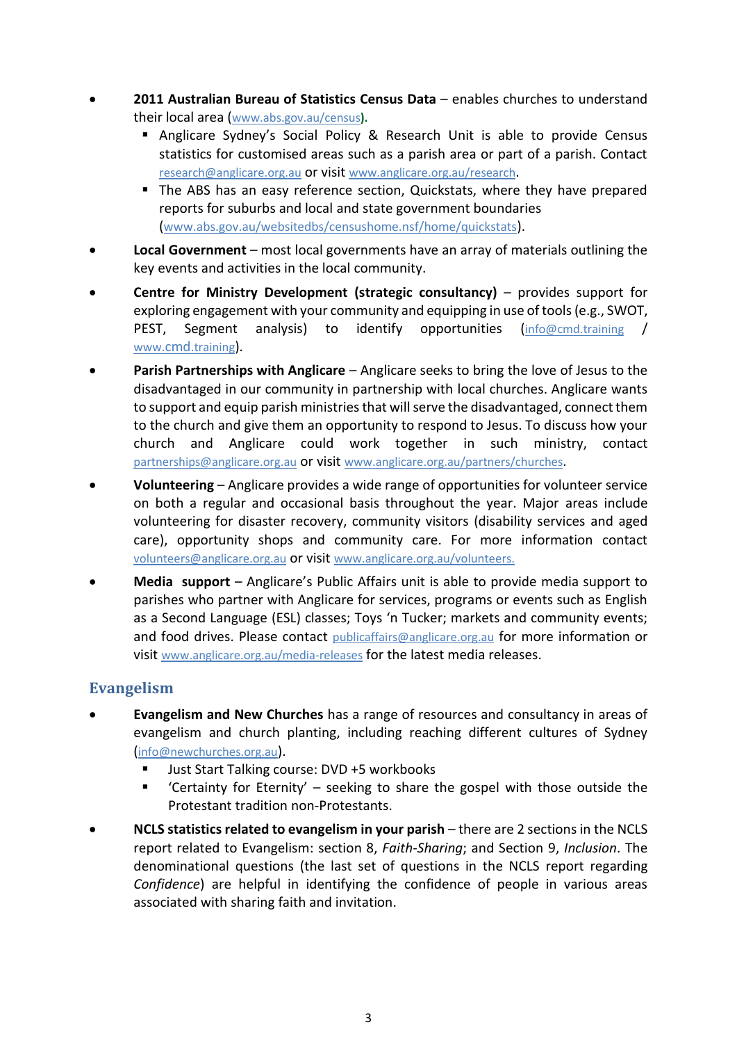- **2011 Australian Bureau of Statistics Census Data** – enables churches to understand their local area (www.abs.gov.au/census).
  - Anglicare Sydney's Social Policy & Research Unit is able to provide Census statistics for customised areas such as a parish area or part of a parish. Contact research@anglicare.org.au or visit www.anglicare.org.au/research.
  - The ABS has an easy reference section, Quickstats, where they have prepared reports for suburbs and local and state government boundaries (www.abs.gov.au/websitedbs/censushome.nsf/home/quickstats).
- **Local Government** – most local governments have an array of materials outlining the key events and activities in the local community.
- **Centre for Ministry Development (strategic consultancy)** – provides support for exploring engagement with your community and equipping in use of tools (e.g., SWOT, PEST, Segment analysis) to identify opportunities (info@cmd.training / www.cmd.training).
- **Parish Partnerships with Anglicare** – Anglicare seeks to bring the love of Jesus to the disadvantaged in our community in partnership with local churches. Anglicare wants to support and equip parish ministries that will serve the disadvantaged, connect them to the church and give them an opportunity to respond to Jesus. To discuss how your church and Anglicare could work together in such ministry, contact partnerships@anglicare.org.au or visit www.anglicare.org.au/partners/churches.
- **Volunteering** – Anglicare provides a wide range of opportunities for volunteer service on both a regular and occasional basis throughout the year. Major areas include volunteering for disaster recovery, community visitors (disability services and aged care), opportunity shops and community care. For more information contact volunteers@anglicare.org.au or visit www.anglicare.org.au/volunteers.
- **Media support** – Anglicare's Public Affairs unit is able to provide media support to parishes who partner with Anglicare for services, programs or events such as English as a Second Language (ESL) classes; Toys 'n Tucker; markets and community events; and food drives. Please contact publicaffairs@anglicare.org.au for more information or visit www.anglicare.org.au/media-releases for the latest media releases.

## Evangelism

- **Evangelism and New Churches** has a range of resources and consultancy in areas of evangelism and church planting, including reaching different cultures of Sydney (info@newchurches.org.au).
  - Just Start Talking course: DVD +5 workbooks
  - 'Certainty for Eternity' – seeking to share the gospel with those outside the Protestant tradition non-Protestants.
- **NCLS statistics related to evangelism in your parish** – there are 2 sections in the NCLS report related to Evangelism: section 8, *Faith-Sharing*; and Section 9, *Inclusion*. The denominational questions (the last set of questions in the NCLS report regarding *Confidence*) are helpful in identifying the confidence of people in various areas associated with sharing faith and invitation.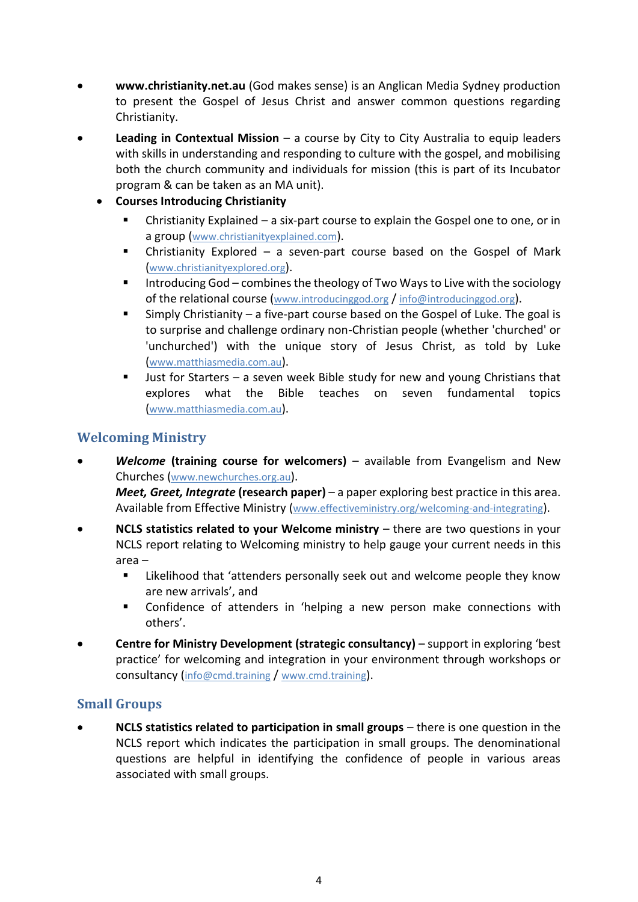- **www.christianity.net.au** (God makes sense) is an Anglican Media Sydney production to present the Gospel of Jesus Christ and answer common questions regarding Christianity.
- **Leading in Contextual Mission** – a course by City to City Australia to equip leaders with skills in understanding and responding to culture with the gospel, and mobilising both the church community and individuals for mission (this is part of its Incubator program & can be taken as an MA unit).
  - **Courses Introducing Christianity**
    - Christianity Explained – a six-part course to explain the Gospel one to one, or in a group (www.christianityexplained.com).
    - Christianity Explored – a seven-part course based on the Gospel of Mark (www.christianityexplored.org).
    - Introducing God – combines the theology of Two Ways to Live with the sociology of the relational course (www.introducinggod.org / info@introducinggod.org).
    - Simply Christianity – a five-part course based on the Gospel of Luke. The goal is to surprise and challenge ordinary non-Christian people (whether 'churched' or 'unchurched') with the unique story of Jesus Christ, as told by Luke (www.matthiasmedia.com.au).
    - Just for Starters – a seven week Bible study for new and young Christians that explores what the Bible teaches on seven fundamental topics (www.matthiasmedia.com.au).

## Welcoming Ministry

- ***Welcome* (training course for welcomers)** – available from Evangelism and New Churches (www.newchurches.org.au).
  ***Meet, Greet, Integrate* (research paper)** – a paper exploring best practice in this area. Available from Effective Ministry (www.effectiveministry.org/welcoming-and-integrating).
- **NCLS statistics related to your Welcome ministry** – there are two questions in your NCLS report relating to Welcoming ministry to help gauge your current needs in this area –
  - Likelihood that 'attenders personally seek out and welcome people they know are new arrivals', and
  - Confidence of attenders in 'helping a new person make connections with others'.
- **Centre for Ministry Development (strategic consultancy)** – support in exploring 'best practice' for welcoming and integration in your environment through workshops or consultancy (info@cmd.training / www.cmd.training).

## Small Groups

- **NCLS statistics related to participation in small groups** – there is one question in the NCLS report which indicates the participation in small groups. The denominational questions are helpful in identifying the confidence of people in various areas associated with small groups.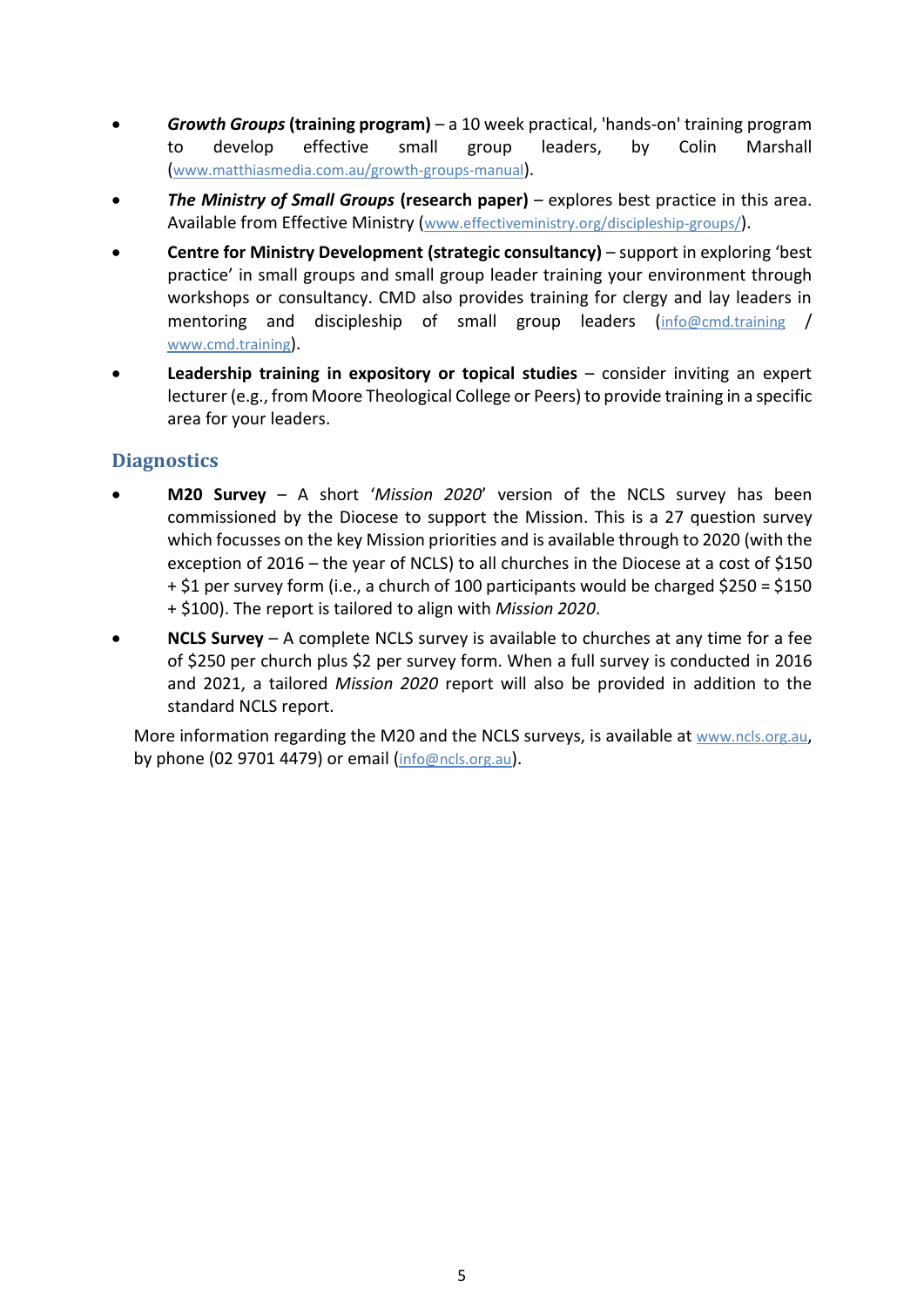- ***Growth Groups* (training program)** – a 10 week practical, 'hands-on' training program to develop effective small group leaders, by Colin Marshall (www.matthiasmedia.com.au/growth-groups-manual).
- ***The Ministry of Small Groups* (research paper)** – explores best practice in this area. Available from Effective Ministry (www.effectiveministry.org/discipleship-groups/).
- **Centre for Ministry Development (strategic consultancy)** – support in exploring 'best practice' in small groups and small group leader training your environment through workshops or consultancy. CMD also provides training for clergy and lay leaders in mentoring and discipleship of small group leaders (info@cmd.training / www.cmd.training).
- **Leadership training in expository or topical studies** – consider inviting an expert lecturer (e.g., from Moore Theological College or Peers) to provide training in a specific area for your leaders.

## Diagnostics

- **M20 Survey** – A short '*Mission 2020*' version of the NCLS survey has been commissioned by the Diocese to support the Mission. This is a 27 question survey which focusses on the key Mission priorities and is available through to 2020 (with the exception of 2016 – the year of NCLS) to all churches in the Diocese at a cost of $150 + $1 per survey form (i.e., a church of 100 participants would be charged $250 = $150 + $100). The report is tailored to align with *Mission 2020*.
- **NCLS Survey** – A complete NCLS survey is available to churches at any time for a fee of $250 per church plus $2 per survey form. When a full survey is conducted in 2016 and 2021, a tailored *Mission 2020* report will also be provided in addition to the standard NCLS report.

More information regarding the M20 and the NCLS surveys, is available at www.ncls.org.au, by phone (02 9701 4479) or email (info@ncls.org.au).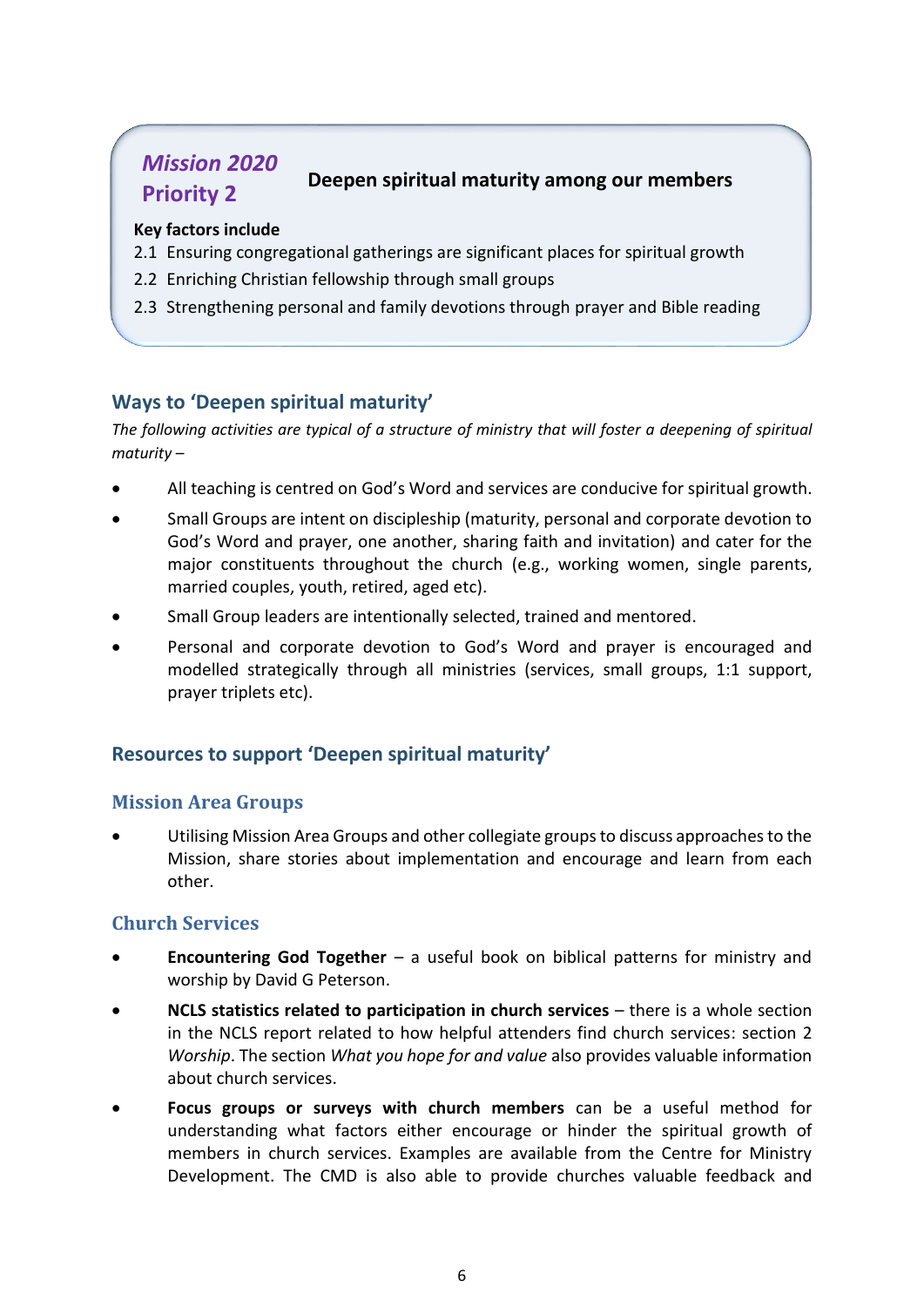## *Mission 2020* Priority 2

**Deepen spiritual maturity among our members**

**Key factors include**

2.1 Ensuring congregational gatherings are significant places for spiritual growth
2.2 Enriching Christian fellowship through small groups
2.3 Strengthening personal and family devotions through prayer and Bible reading

## Ways to 'Deepen spiritual maturity'

*The following activities are typical of a structure of ministry that will foster a deepening of spiritual maturity –*

- All teaching is centred on God's Word and services are conducive for spiritual growth.
- Small Groups are intent on discipleship (maturity, personal and corporate devotion to God's Word and prayer, one another, sharing faith and invitation) and cater for the major constituents throughout the church (e.g., working women, single parents, married couples, youth, retired, aged etc).
- Small Group leaders are intentionally selected, trained and mentored.
- Personal and corporate devotion to God's Word and prayer is encouraged and modelled strategically through all ministries (services, small groups, 1:1 support, prayer triplets etc).

## Resources to support 'Deepen spiritual maturity'

### Mission Area Groups

- Utilising Mission Area Groups and other collegiate groups to discuss approaches to the Mission, share stories about implementation and encourage and learn from each other.

### Church Services

- **Encountering God Together** – a useful book on biblical patterns for ministry and worship by David G Peterson.
- **NCLS statistics related to participation in church services** – there is a whole section in the NCLS report related to how helpful attenders find church services: section 2 *Worship*. The section *What you hope for and value* also provides valuable information about church services.
- **Focus groups or surveys with church members** can be a useful method for understanding what factors either encourage or hinder the spiritual growth of members in church services. Examples are available from the Centre for Ministry Development. The CMD is also able to provide churches valuable feedback and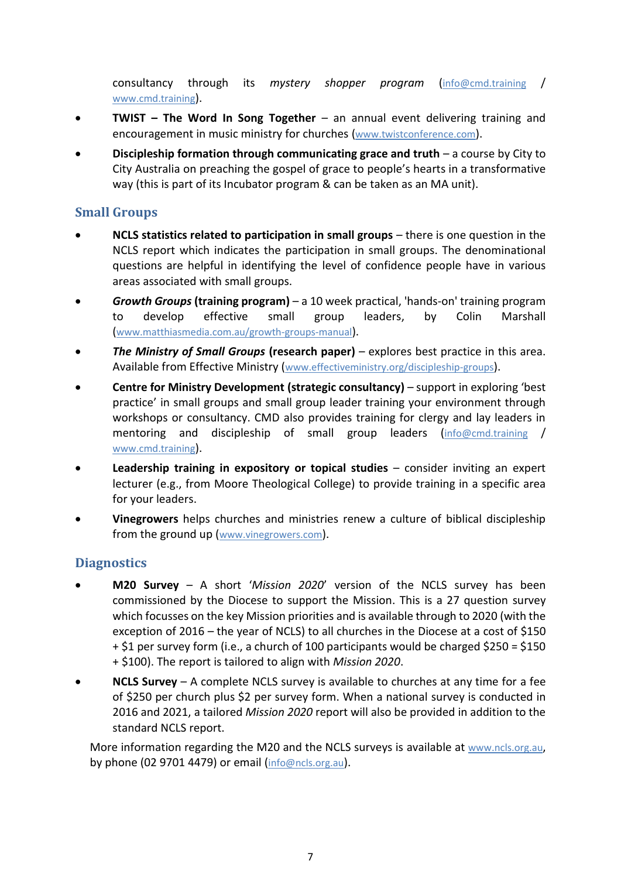consultancy through its *mystery shopper program* (info@cmd.training / www.cmd.training).

- **TWIST – The Word In Song Together** – an annual event delivering training and encouragement in music ministry for churches (www.twistconference.com).
- **Discipleship formation through communicating grace and truth** – a course by City to City Australia on preaching the gospel of grace to people's hearts in a transformative way (this is part of its Incubator program & can be taken as an MA unit).

## Small Groups

- **NCLS statistics related to participation in small groups** – there is one question in the NCLS report which indicates the participation in small groups. The denominational questions are helpful in identifying the level of confidence people have in various areas associated with small groups.
- ***Growth Groups* (training program)** – a 10 week practical, 'hands-on' training program to develop effective small group leaders, by Colin Marshall (www.matthiasmedia.com.au/growth-groups-manual).
- ***The Ministry of Small Groups* (research paper)** – explores best practice in this area. Available from Effective Ministry (www.effectiveministry.org/discipleship-groups).
- **Centre for Ministry Development (strategic consultancy)** – support in exploring 'best practice' in small groups and small group leader training your environment through workshops or consultancy. CMD also provides training for clergy and lay leaders in mentoring and discipleship of small group leaders (info@cmd.training / www.cmd.training).
- **Leadership training in expository or topical studies** – consider inviting an expert lecturer (e.g., from Moore Theological College) to provide training in a specific area for your leaders.
- **Vinegrowers** helps churches and ministries renew a culture of biblical discipleship from the ground up (www.vinegrowers.com).

## Diagnostics

- **M20 Survey** – A short '*Mission 2020*' version of the NCLS survey has been commissioned by the Diocese to support the Mission. This is a 27 question survey which focusses on the key Mission priorities and is available through to 2020 (with the exception of 2016 – the year of NCLS) to all churches in the Diocese at a cost of $150 + $1 per survey form (i.e., a church of 100 participants would be charged $250 = $150 + $100). The report is tailored to align with *Mission 2020*.
- **NCLS Survey** – A complete NCLS survey is available to churches at any time for a fee of $250 per church plus $2 per survey form. When a national survey is conducted in 2016 and 2021, a tailored *Mission 2020* report will also be provided in addition to the standard NCLS report.

More information regarding the M20 and the NCLS surveys is available at www.ncls.org.au, by phone (02 9701 4479) or email (info@ncls.org.au).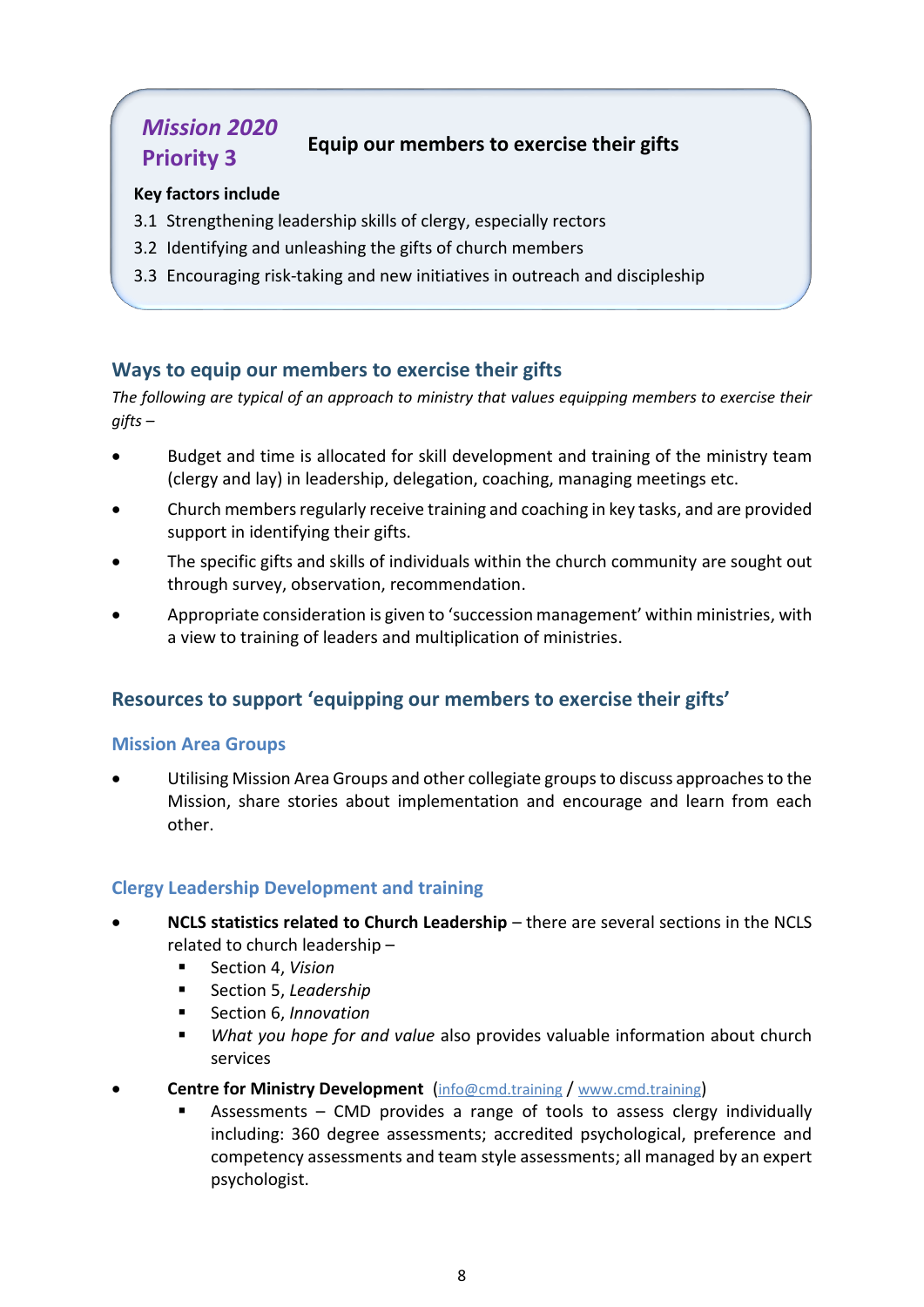**Mission 2020 Priority 3**

**Equip our members to exercise their gifts**

**Key factors include**

3.1 Strengthening leadership skills of clergy, especially rectors

3.2 Identifying and unleashing the gifts of church members

3.3 Encouraging risk-taking and new initiatives in outreach and discipleship

## Ways to equip our members to exercise their gifts

*The following are typical of an approach to ministry that values equipping members to exercise their gifts –*

- Budget and time is allocated for skill development and training of the ministry team (clergy and lay) in leadership, delegation, coaching, managing meetings etc.
- Church members regularly receive training and coaching in key tasks, and are provided support in identifying their gifts.
- The specific gifts and skills of individuals within the church community are sought out through survey, observation, recommendation.
- Appropriate consideration is given to 'succession management' within ministries, with a view to training of leaders and multiplication of ministries.

## Resources to support 'equipping our members to exercise their gifts'

### Mission Area Groups

- Utilising Mission Area Groups and other collegiate groups to discuss approaches to the Mission, share stories about implementation and encourage and learn from each other.

### Clergy Leadership Development and training

- **NCLS statistics related to Church Leadership** – there are several sections in the NCLS related to church leadership –
  - Section 4, *Vision*
  - Section 5, *Leadership*
  - Section 6, *Innovation*
  - *What you hope for and value* also provides valuable information about church services
- **Centre for Ministry Development** (info@cmd.training / www.cmd.training)
  - Assessments – CMD provides a range of tools to assess clergy individually including: 360 degree assessments; accredited psychological, preference and competency assessments and team style assessments; all managed by an expert psychologist.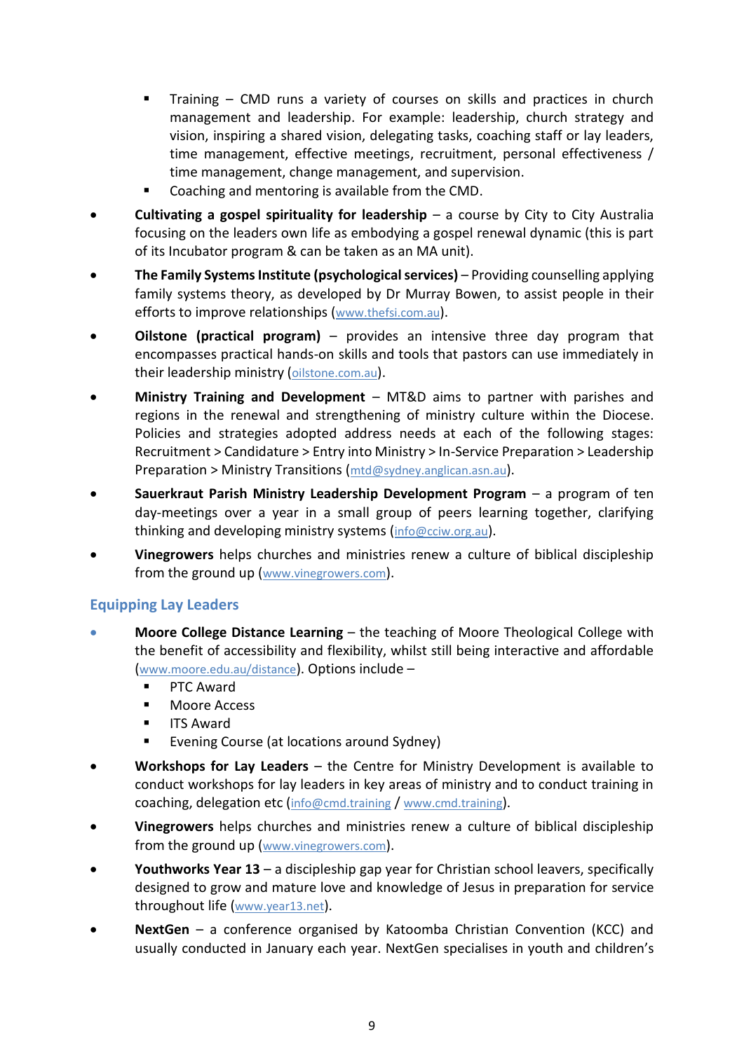- Training – CMD runs a variety of courses on skills and practices in church management and leadership. For example: leadership, church strategy and vision, inspiring a shared vision, delegating tasks, coaching staff or lay leaders, time management, effective meetings, recruitment, personal effectiveness / time management, change management, and supervision.
  - Coaching and mentoring is available from the CMD.

- **Cultivating a gospel spirituality for leadership** – a course by City to City Australia focusing on the leaders own life as embodying a gospel renewal dynamic (this is part of its Incubator program & can be taken as an MA unit).
- **The Family Systems Institute (psychological services)** – Providing counselling applying family systems theory, as developed by Dr Murray Bowen, to assist people in their efforts to improve relationships (www.thefsi.com.au).
- **Oilstone (practical program)** – provides an intensive three day program that encompasses practical hands-on skills and tools that pastors can use immediately in their leadership ministry (oilstone.com.au).
- **Ministry Training and Development** – MT&D aims to partner with parishes and regions in the renewal and strengthening of ministry culture within the Diocese. Policies and strategies adopted address needs at each of the following stages: Recruitment > Candidature > Entry into Ministry > In-Service Preparation > Leadership Preparation > Ministry Transitions (mtd@sydney.anglican.asn.au).
- **Sauerkraut Parish Ministry Leadership Development Program** – a program of ten day-meetings over a year in a small group of peers learning together, clarifying thinking and developing ministry systems (info@cciw.org.au).
- **Vinegrowers** helps churches and ministries renew a culture of biblical discipleship from the ground up (www.vinegrowers.com).

## Equipping Lay Leaders

- **Moore College Distance Learning** – the teaching of Moore Theological College with the benefit of accessibility and flexibility, whilst still being interactive and affordable (www.moore.edu.au/distance). Options include –
  - PTC Award
  - Moore Access
  - ITS Award
  - Evening Course (at locations around Sydney)
- **Workshops for Lay Leaders** – the Centre for Ministry Development is available to conduct workshops for lay leaders in key areas of ministry and to conduct training in coaching, delegation etc (info@cmd.training / www.cmd.training).
- **Vinegrowers** helps churches and ministries renew a culture of biblical discipleship from the ground up (www.vinegrowers.com).
- **Youthworks Year 13** – a discipleship gap year for Christian school leavers, specifically designed to grow and mature love and knowledge of Jesus in preparation for service throughout life (www.year13.net).
- **NextGen** – a conference organised by Katoomba Christian Convention (KCC) and usually conducted in January each year. NextGen specialises in youth and children's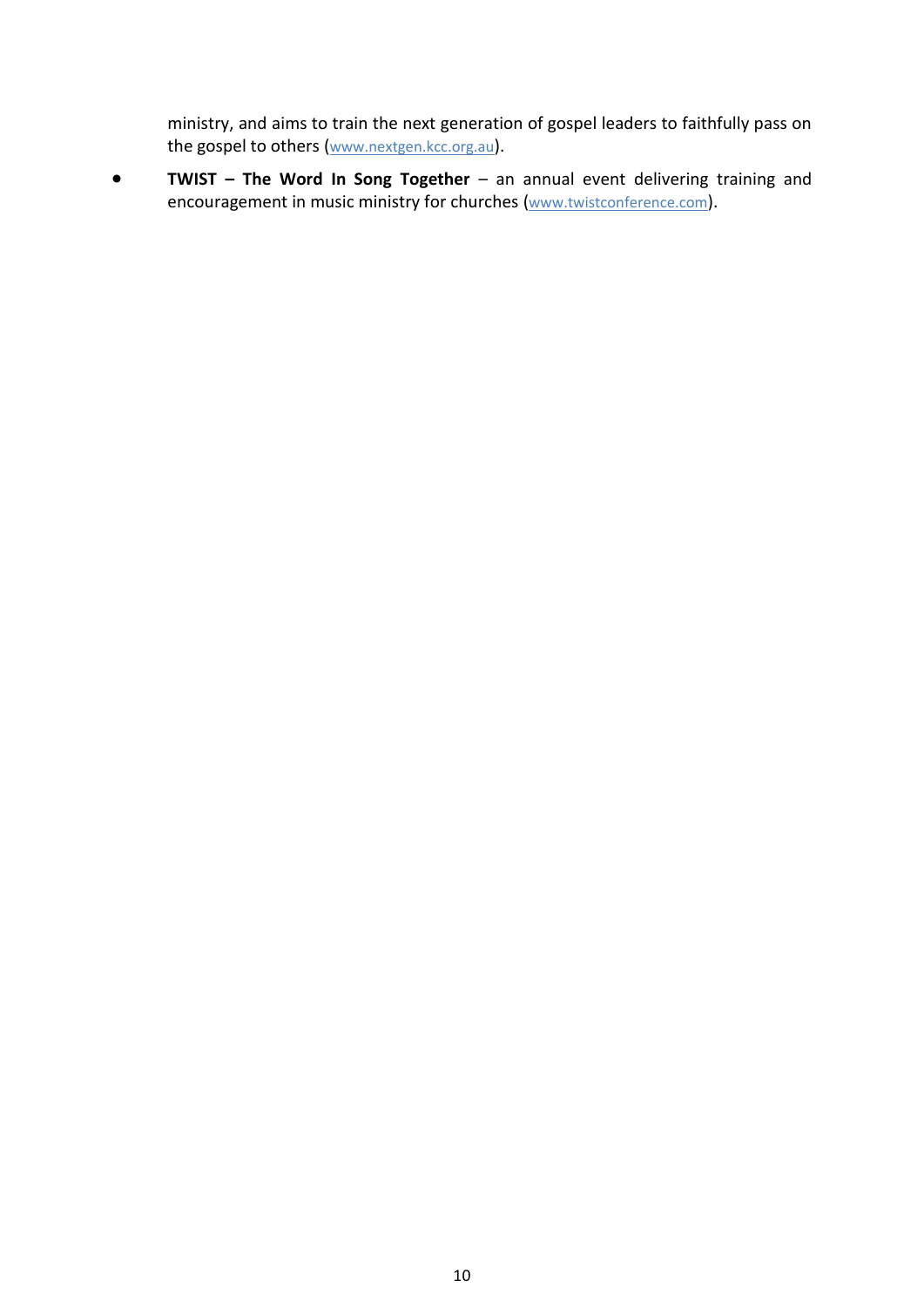ministry, and aims to train the next generation of gospel leaders to faithfully pass on the gospel to others (www.nextgen.kcc.org.au).

- **TWIST – The Word In Song Together** – an annual event delivering training and encouragement in music ministry for churches (www.twistconference.com).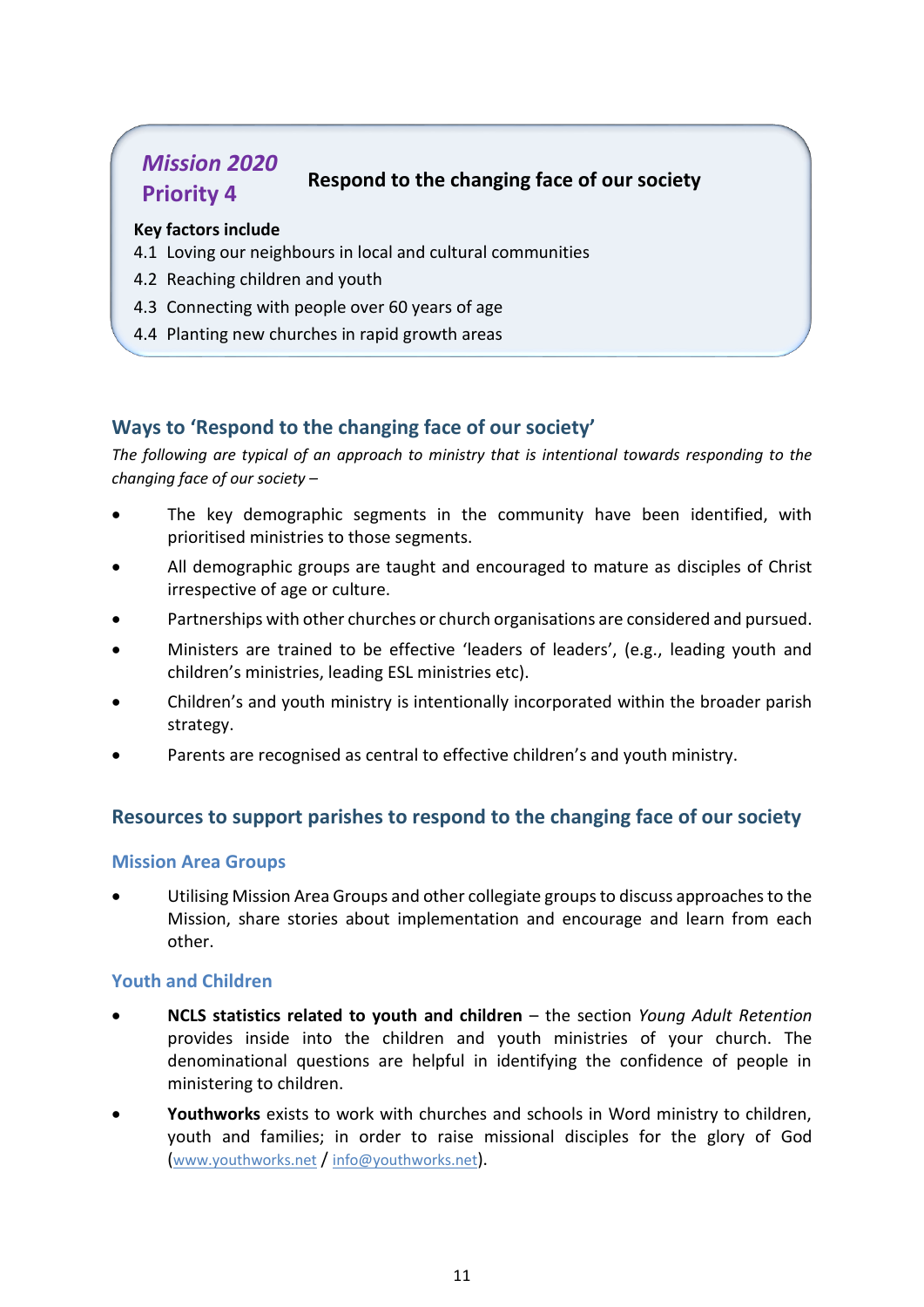**Mission 2020**
**Priority 4**

**Respond to the changing face of our society**

**Key factors include**

4.1 Loving our neighbours in local and cultural communities
4.2 Reaching children and youth
4.3 Connecting with people over 60 years of age
4.4 Planting new churches in rapid growth areas

## Ways to 'Respond to the changing face of our society'

*The following are typical of an approach to ministry that is intentional towards responding to the changing face of our society –*

- The key demographic segments in the community have been identified, with prioritised ministries to those segments.
- All demographic groups are taught and encouraged to mature as disciples of Christ irrespective of age or culture.
- Partnerships with other churches or church organisations are considered and pursued.
- Ministers are trained to be effective 'leaders of leaders', (e.g., leading youth and children's ministries, leading ESL ministries etc).
- Children's and youth ministry is intentionally incorporated within the broader parish strategy.
- Parents are recognised as central to effective children's and youth ministry.

## Resources to support parishes to respond to the changing face of our society

### Mission Area Groups

- Utilising Mission Area Groups and other collegiate groups to discuss approaches to the Mission, share stories about implementation and encourage and learn from each other.

### Youth and Children

- **NCLS statistics related to youth and children** – the section *Young Adult Retention* provides inside into the children and youth ministries of your church. The denominational questions are helpful in identifying the confidence of people in ministering to children.
- **Youthworks** exists to work with churches and schools in Word ministry to children, youth and families; in order to raise missional disciples for the glory of God (www.youthworks.net / info@youthworks.net).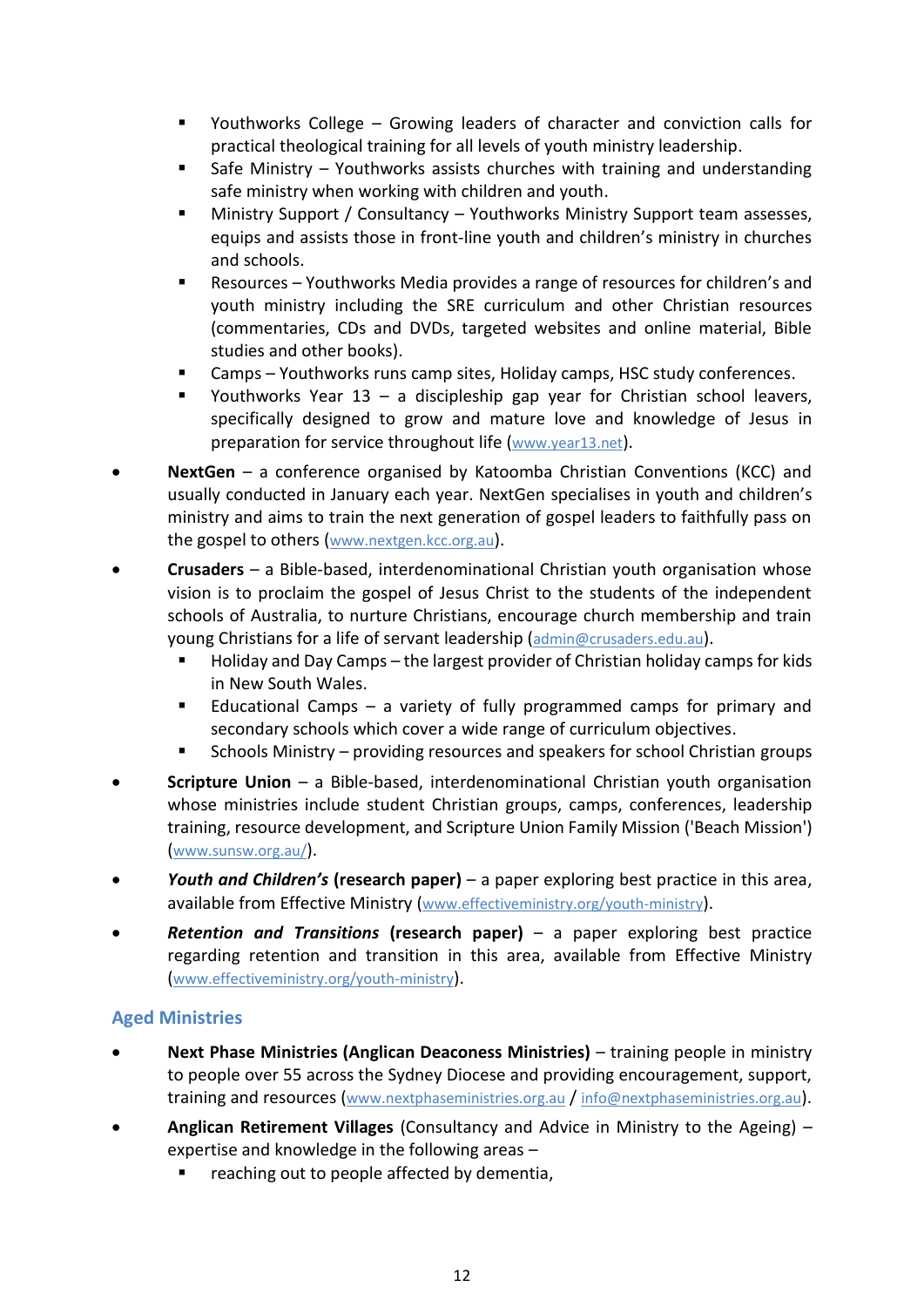- Youthworks College – Growing leaders of character and conviction calls for practical theological training for all levels of youth ministry leadership.
    - Safe Ministry – Youthworks assists churches with training and understanding safe ministry when working with children and youth.
    - Ministry Support / Consultancy – Youthworks Ministry Support team assesses, equips and assists those in front-line youth and children's ministry in churches and schools.
    - Resources – Youthworks Media provides a range of resources for children's and youth ministry including the SRE curriculum and other Christian resources (commentaries, CDs and DVDs, targeted websites and online material, Bible studies and other books).
    - Camps – Youthworks runs camp sites, Holiday camps, HSC study conferences.
    - Youthworks Year 13 – a discipleship gap year for Christian school leavers, specifically designed to grow and mature love and knowledge of Jesus in preparation for service throughout life (www.year13.net).

- **NextGen** – a conference organised by Katoomba Christian Conventions (KCC) and usually conducted in January each year. NextGen specialises in youth and children's ministry and aims to train the next generation of gospel leaders to faithfully pass on the gospel to others (www.nextgen.kcc.org.au).
- **Crusaders** – a Bible-based, interdenominational Christian youth organisation whose vision is to proclaim the gospel of Jesus Christ to the students of the independent schools of Australia, to nurture Christians, encourage church membership and train young Christians for a life of servant leadership (admin@crusaders.edu.au).
    - Holiday and Day Camps – the largest provider of Christian holiday camps for kids in New South Wales.
    - Educational Camps – a variety of fully programmed camps for primary and secondary schools which cover a wide range of curriculum objectives.
    - Schools Ministry – providing resources and speakers for school Christian groups
- **Scripture Union** – a Bible-based, interdenominational Christian youth organisation whose ministries include student Christian groups, camps, conferences, leadership training, resource development, and Scripture Union Family Mission ('Beach Mission') (www.sunsw.org.au/).
- ***Youth and Children's* (research paper)** – a paper exploring best practice in this area, available from Effective Ministry (www.effectiveministry.org/youth-ministry).
- ***Retention and Transitions* (research paper)** – a paper exploring best practice regarding retention and transition in this area, available from Effective Ministry (www.effectiveministry.org/youth-ministry).

## Aged Ministries

- **Next Phase Ministries (Anglican Deaconess Ministries)** – training people in ministry to people over 55 across the Sydney Diocese and providing encouragement, support, training and resources (www.nextphaseministries.org.au / info@nextphaseministries.org.au).
- **Anglican Retirement Villages** (Consultancy and Advice in Ministry to the Ageing) – expertise and knowledge in the following areas –
    - reaching out to people affected by dementia,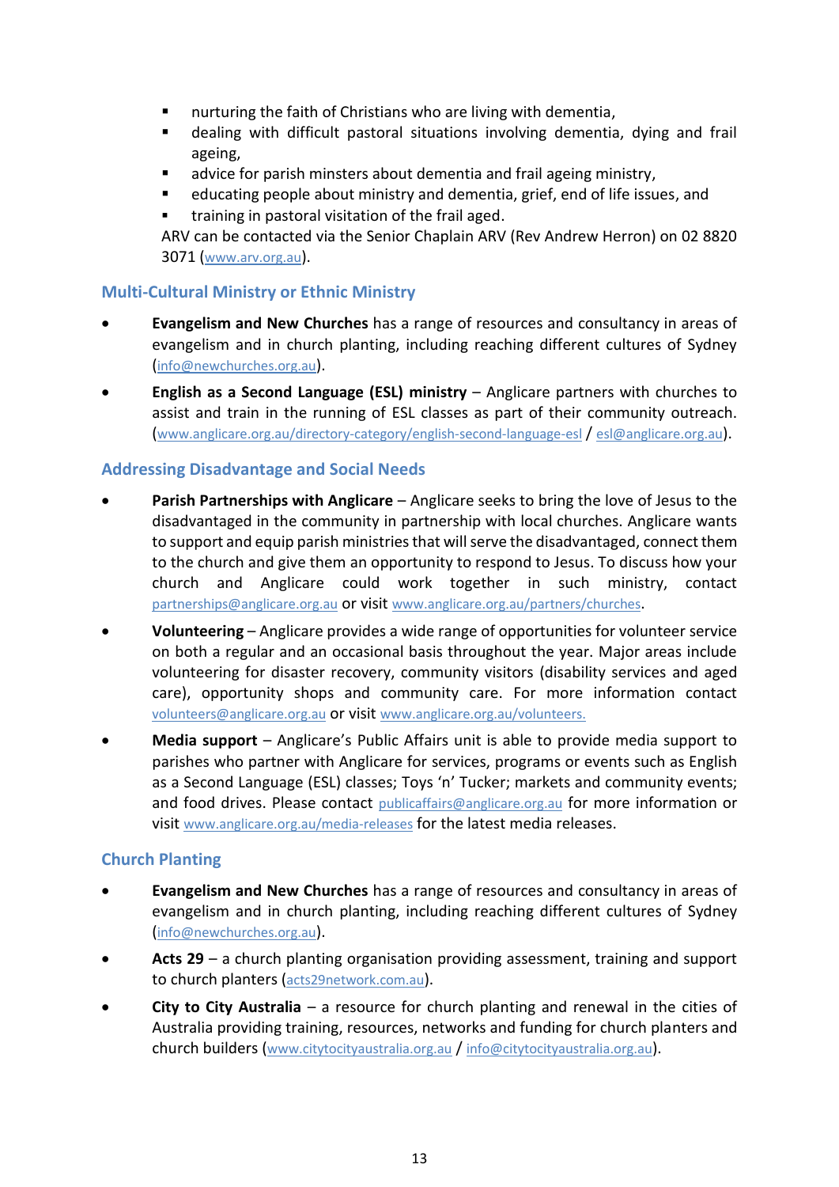- nurturing the faith of Christians who are living with dementia,
- dealing with difficult pastoral situations involving dementia, dying and frail ageing,
- advice for parish minsters about dementia and frail ageing ministry,
- educating people about ministry and dementia, grief, end of life issues, and
- training in pastoral visitation of the frail aged.

ARV can be contacted via the Senior Chaplain ARV (Rev Andrew Herron) on 02 8820 3071 (www.arv.org.au).

## Multi-Cultural Ministry or Ethnic Ministry

- **Evangelism and New Churches** has a range of resources and consultancy in areas of evangelism and in church planting, including reaching different cultures of Sydney (info@newchurches.org.au).
- **English as a Second Language (ESL) ministry** – Anglicare partners with churches to assist and train in the running of ESL classes as part of their community outreach. (www.anglicare.org.au/directory-category/english-second-language-esl / esl@anglicare.org.au).

## Addressing Disadvantage and Social Needs

- **Parish Partnerships with Anglicare** – Anglicare seeks to bring the love of Jesus to the disadvantaged in the community in partnership with local churches. Anglicare wants to support and equip parish ministries that will serve the disadvantaged, connect them to the church and give them an opportunity to respond to Jesus. To discuss how your church and Anglicare could work together in such ministry, contact partnerships@anglicare.org.au or visit www.anglicare.org.au/partners/churches.
- **Volunteering** – Anglicare provides a wide range of opportunities for volunteer service on both a regular and an occasional basis throughout the year. Major areas include volunteering for disaster recovery, community visitors (disability services and aged care), opportunity shops and community care. For more information contact volunteers@anglicare.org.au or visit www.anglicare.org.au/volunteers.
- **Media support** – Anglicare's Public Affairs unit is able to provide media support to parishes who partner with Anglicare for services, programs or events such as English as a Second Language (ESL) classes; Toys 'n' Tucker; markets and community events; and food drives. Please contact publicaffairs@anglicare.org.au for more information or visit www.anglicare.org.au/media-releases for the latest media releases.

## Church Planting

- **Evangelism and New Churches** has a range of resources and consultancy in areas of evangelism and in church planting, including reaching different cultures of Sydney (info@newchurches.org.au).
- **Acts 29** – a church planting organisation providing assessment, training and support to church planters (acts29network.com.au).
- **City to City Australia** – a resource for church planting and renewal in the cities of Australia providing training, resources, networks and funding for church planters and church builders (www.citytocityaustralia.org.au / info@citytocityaustralia.org.au).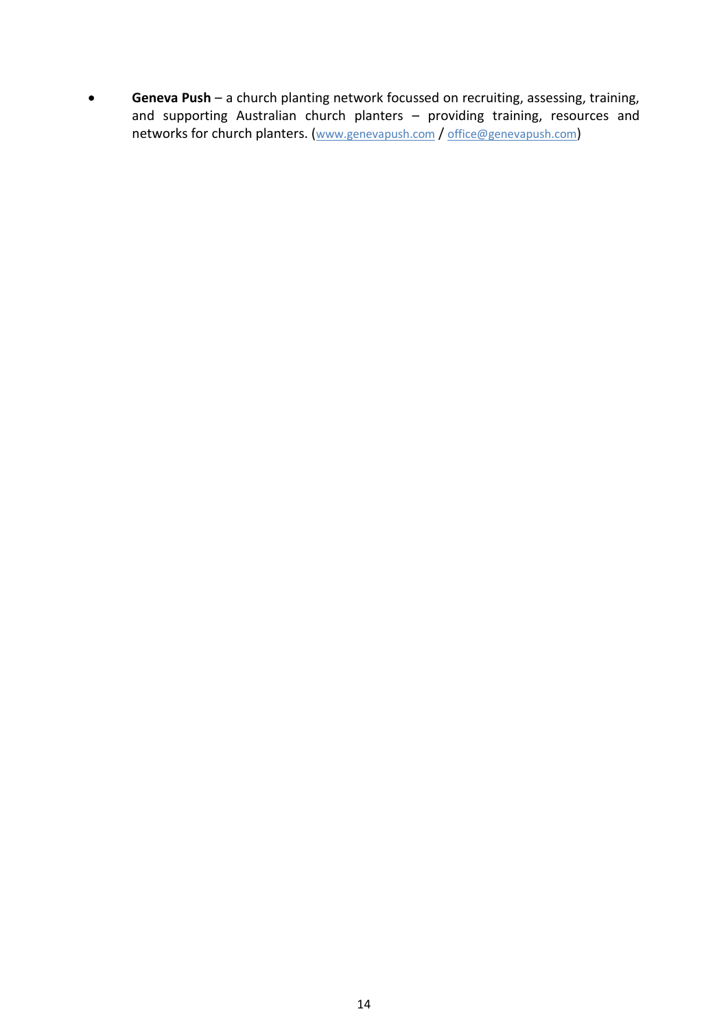- **Geneva Push** – a church planting network focussed on recruiting, assessing, training, and supporting Australian church planters – providing training, resources and networks for church planters. ([www.genevapush.com](http://www.genevapush.com) / [office@genevapush.com](mailto:office@genevapush.com))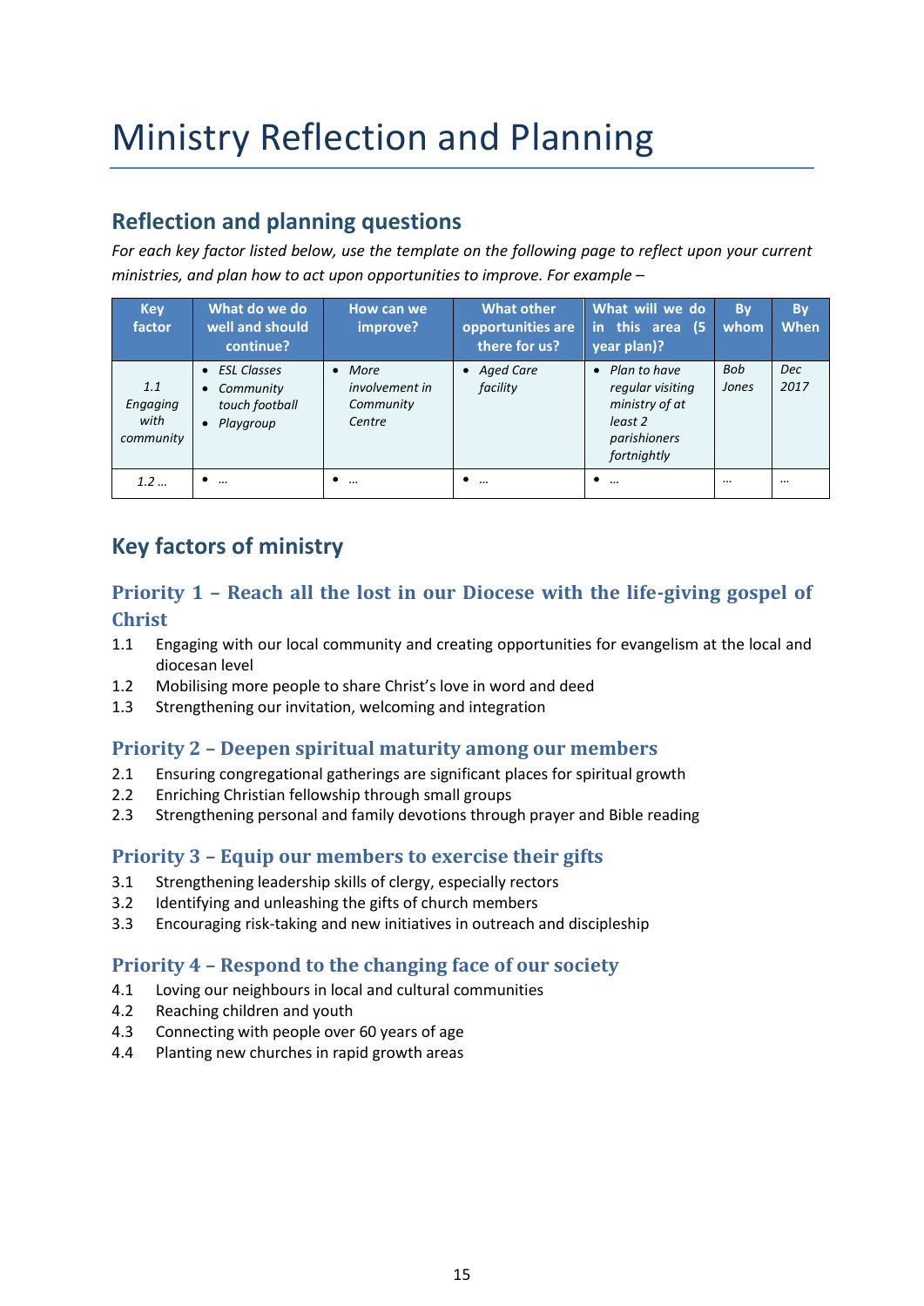# Ministry Reflection and Planning

## Reflection and planning questions

*For each key factor listed below, use the template on the following page to reflect upon your current ministries, and plan how to act upon opportunities to improve. For example –*

| Key factor | What do we do well and should continue? | How can we improve? | What other opportunities are there for us? | What will we do in this area (5 year plan)? | By whom | By When |
|---|---|---|---|---|---|---|
| *1.1 Engaging with community* | • *ESL Classes*<br>• *Community touch football*<br>• *Playgroup* | • *More involvement in Community Centre* | • *Aged Care facility* | • *Plan to have regular visiting ministry of at least 2 parishioners fortnightly* | *Bob Jones* | *Dec 2017* |
| *1.2 …* | • … | • … | • … | • … | … | … |

## Key factors of ministry

### Priority 1 – Reach all the lost in our Diocese with the life-giving gospel of Christ

1.1 Engaging with our local community and creating opportunities for evangelism at the local and diocesan level
1.2 Mobilising more people to share Christ's love in word and deed
1.3 Strengthening our invitation, welcoming and integration

### Priority 2 – Deepen spiritual maturity among our members

2.1 Ensuring congregational gatherings are significant places for spiritual growth
2.2 Enriching Christian fellowship through small groups
2.3 Strengthening personal and family devotions through prayer and Bible reading

### Priority 3 – Equip our members to exercise their gifts

3.1 Strengthening leadership skills of clergy, especially rectors
3.2 Identifying and unleashing the gifts of church members
3.3 Encouraging risk-taking and new initiatives in outreach and discipleship

### Priority 4 – Respond to the changing face of our society

4.1 Loving our neighbours in local and cultural communities
4.2 Reaching children and youth
4.3 Connecting with people over 60 years of age
4.4 Planting new churches in rapid growth areas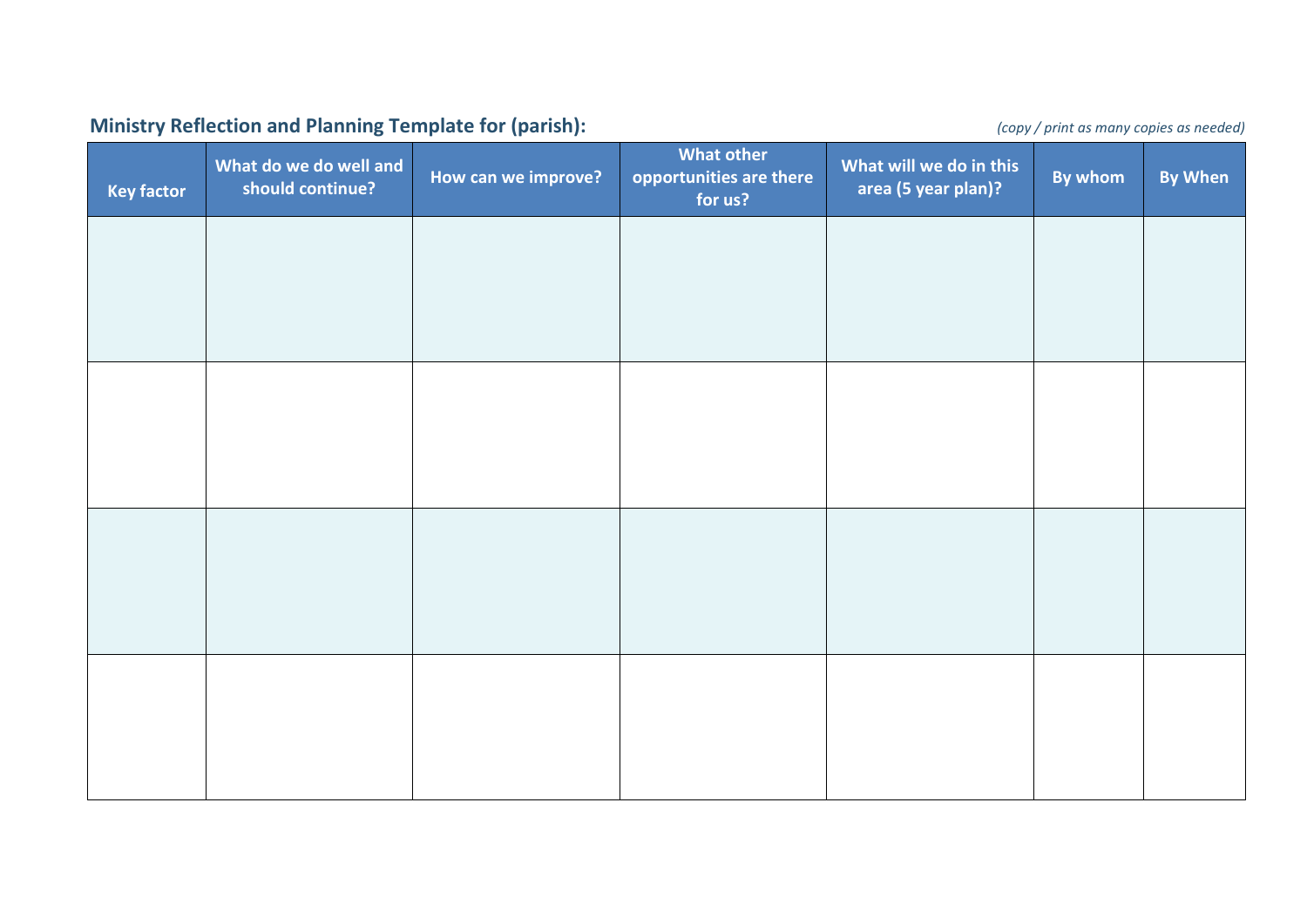**Ministry Reflection and Planning Template for (parish):**

*(copy / print as many copies as needed)*

| Key factor | What do we do well and should continue? | How can we improve? | What other opportunities are there for us? | What will we do in this area (5 year plan)? | By whom | By When |
|---|---|---|---|---|---|---|
| | | | | | | |
| | | | | | | |
| | | | | | | |
| | | | | | | |